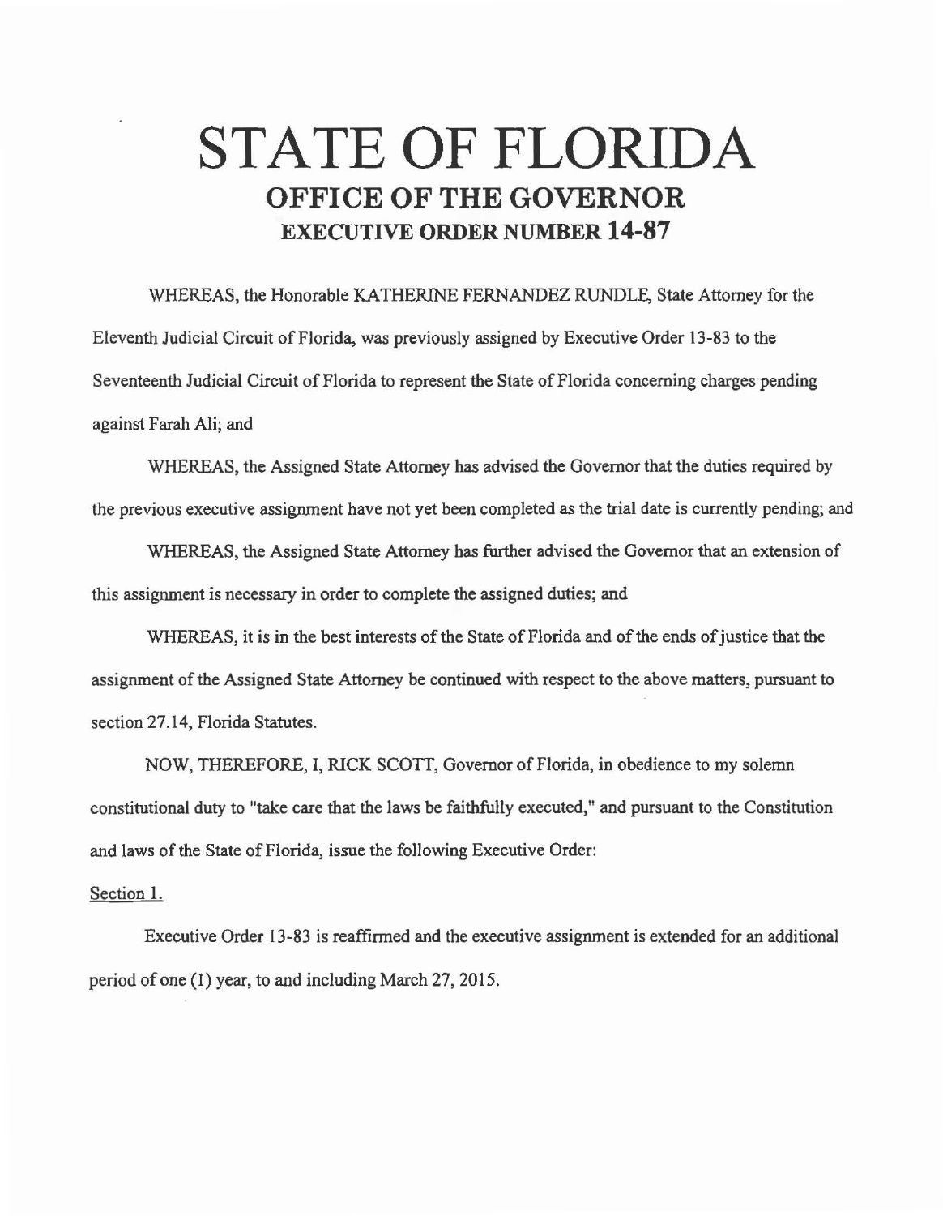# STATE OF FLORIDA
## OFFICE OF THE GOVERNOR
### EXECUTIVE ORDER NUMBER 14-87

WHEREAS, the Honorable KATHERINE FERNANDEZ RUNDLE, State Attorney for the Eleventh Judicial Circuit of Florida, was previously assigned by Executive Order 13-83 to the Seventeenth Judicial Circuit of Florida to represent the State of Florida concerning charges pending against Farah Ali; and

WHEREAS, the Assigned State Attorney has advised the Governor that the duties required by the previous executive assignment have not yet been completed as the trial date is currently pending; and

WHEREAS, the Assigned State Attorney has further advised the Governor that an extension of this assignment is necessary in order to complete the assigned duties; and

WHEREAS, it is in the best interests of the State of Florida and of the ends of justice that the assignment of the Assigned State Attorney be continued with respect to the above matters, pursuant to section 27.14, Florida Statutes.

NOW, THEREFORE, I, RICK SCOTT, Governor of Florida, in obedience to my solemn constitutional duty to "take care that the laws be faithfully executed," and pursuant to the Constitution and laws of the State of Florida, issue the following Executive Order:

Section 1.

Executive Order 13-83 is reaffirmed and the executive assignment is extended for an additional period of one (1) year, to and including March 27, 2015.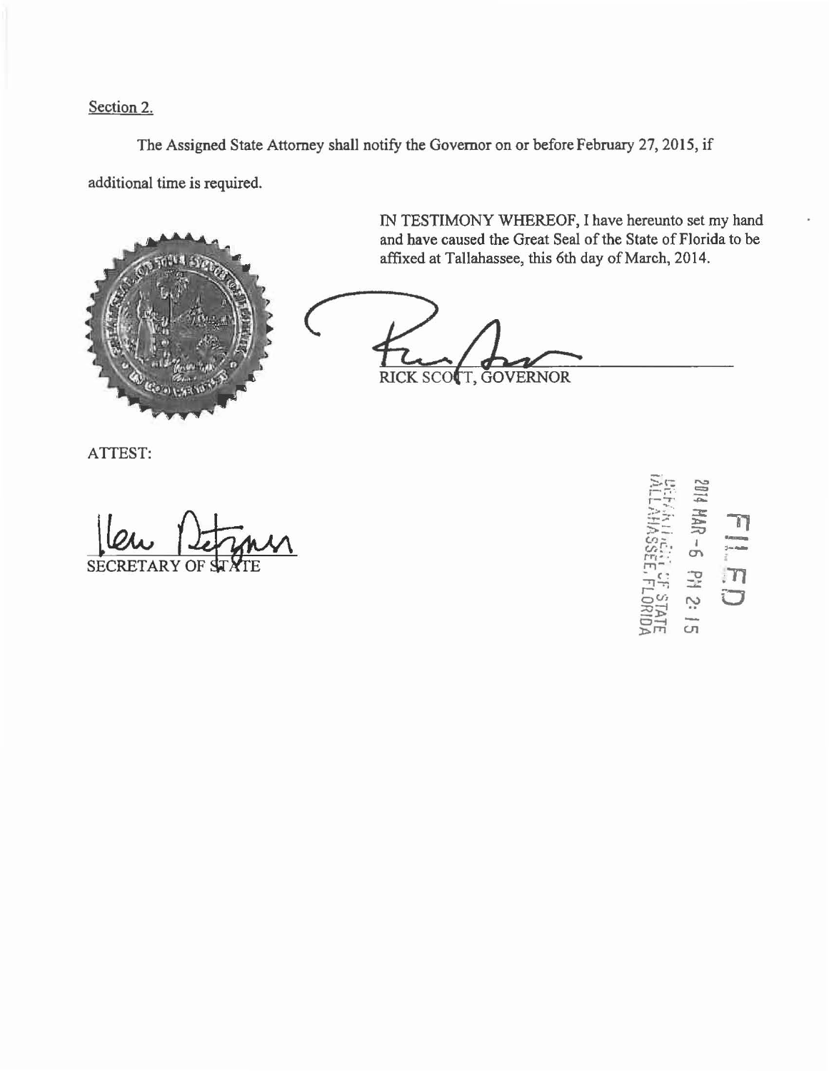Section 2.

The Assigned State Attorney shall notify the Governor on or before February 27, 2015, if additional time is required.

IN TESTIMONY WHEREOF, I have hereunto set my hand and have caused the Great Seal of the State of Florida to be affixed at Tallahassee, this 6th day of March, 2014.

RICK SCOTT, GOVERNOR

ATTEST:

SECRETARY OF STATE

FILED

2014 MAR -6 PM 2:15

DEPARTMENT OF STATE
TALLAHASSEE, FLORIDA